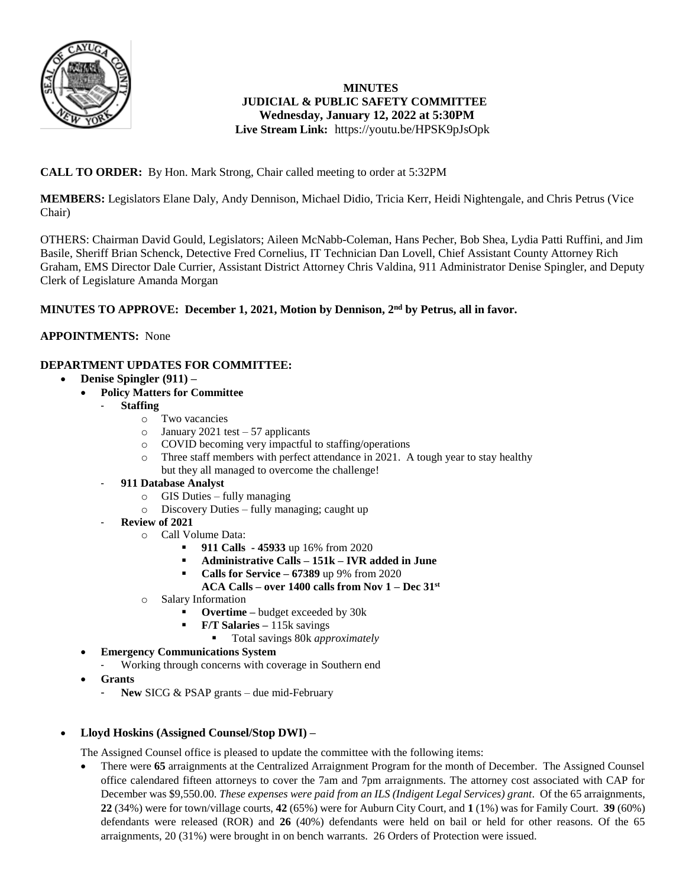# MINUTES
## JUDICIAL & PUBLIC SAFETY COMMITTEE
### Wednesday, January 12, 2022 at 5:30PM
**Live Stream Link:** https://youtu.be/HPSK9pJsOpk

**CALL TO ORDER:** By Hon. Mark Strong, Chair called meeting to order at 5:32PM

**MEMBERS:** Legislators Elane Daly, Andy Dennison, Michael Didio, Tricia Kerr, Heidi Nightengale, and Chris Petrus (Vice Chair)

OTHERS: Chairman David Gould, Legislators; Aileen McNabb-Coleman, Hans Pecher, Bob Shea, Lydia Patti Ruffini, and Jim Basile, Sheriff Brian Schenck, Detective Fred Cornelius, IT Technician Dan Lovell, Chief Assistant County Attorney Rich Graham, EMS Director Dale Currier, Assistant District Attorney Chris Valdina, 911 Administrator Denise Spingler, and Deputy Clerk of Legislature Amanda Morgan

**MINUTES TO APPROVE: December 1, 2021, Motion by Dennison, 2nd by Petrus, all in favor.**

**APPOINTMENTS:** None

**DEPARTMENT UPDATES FOR COMMITTEE:**

- **Denise Spingler (911) –**
  - **Policy Matters for Committee**
    - **Staffing**
      - Two vacancies
      - January 2021 test – 57 applicants
      - COVID becoming very impactful to staffing/operations
      - Three staff members with perfect attendance in 2021. A tough year to stay healthy but they all managed to overcome the challenge!
    - **911 Database Analyst**
      - GIS Duties – fully managing
      - Discovery Duties – fully managing; caught up
    - **Review of 2021**
      - Call Volume Data:
        - **911 Calls - 45933** up 16% from 2020
        - **Administrative Calls – 151k – IVR added in June**
        - **Calls for Service – 67389** up 9% from 2020
          **ACA Calls – over 1400 calls from Nov 1 – Dec 31st**
      - Salary Information
        - **Overtime –** budget exceeded by 30k
        - **F/T Salaries –** 115k savings
          - Total savings 80k *approximately*
  - **Emergency Communications System**
    - Working through concerns with coverage in Southern end
  - **Grants**
    - **New** SICG & PSAP grants – due mid-February

- **Lloyd Hoskins (Assigned Counsel/Stop DWI) –**

  The Assigned Counsel office is pleased to update the committee with the following items:

  - There were **65** arraignments at the Centralized Arraignment Program for the month of December. The Assigned Counsel office calendared fifteen attorneys to cover the 7am and 7pm arraignments. The attorney cost associated with CAP for December was $9,550.00. *These expenses were paid from an ILS (Indigent Legal Services) grant*. Of the 65 arraignments, **22** (34%) were for town/village courts, **42** (65%) were for Auburn City Court, and **1** (1%) was for Family Court. **39** (60%) defendants were released (ROR) and **26** (40%) defendants were held on bail or held for other reasons. Of the 65 arraignments, 20 (31%) were brought in on bench warrants. 26 Orders of Protection were issued.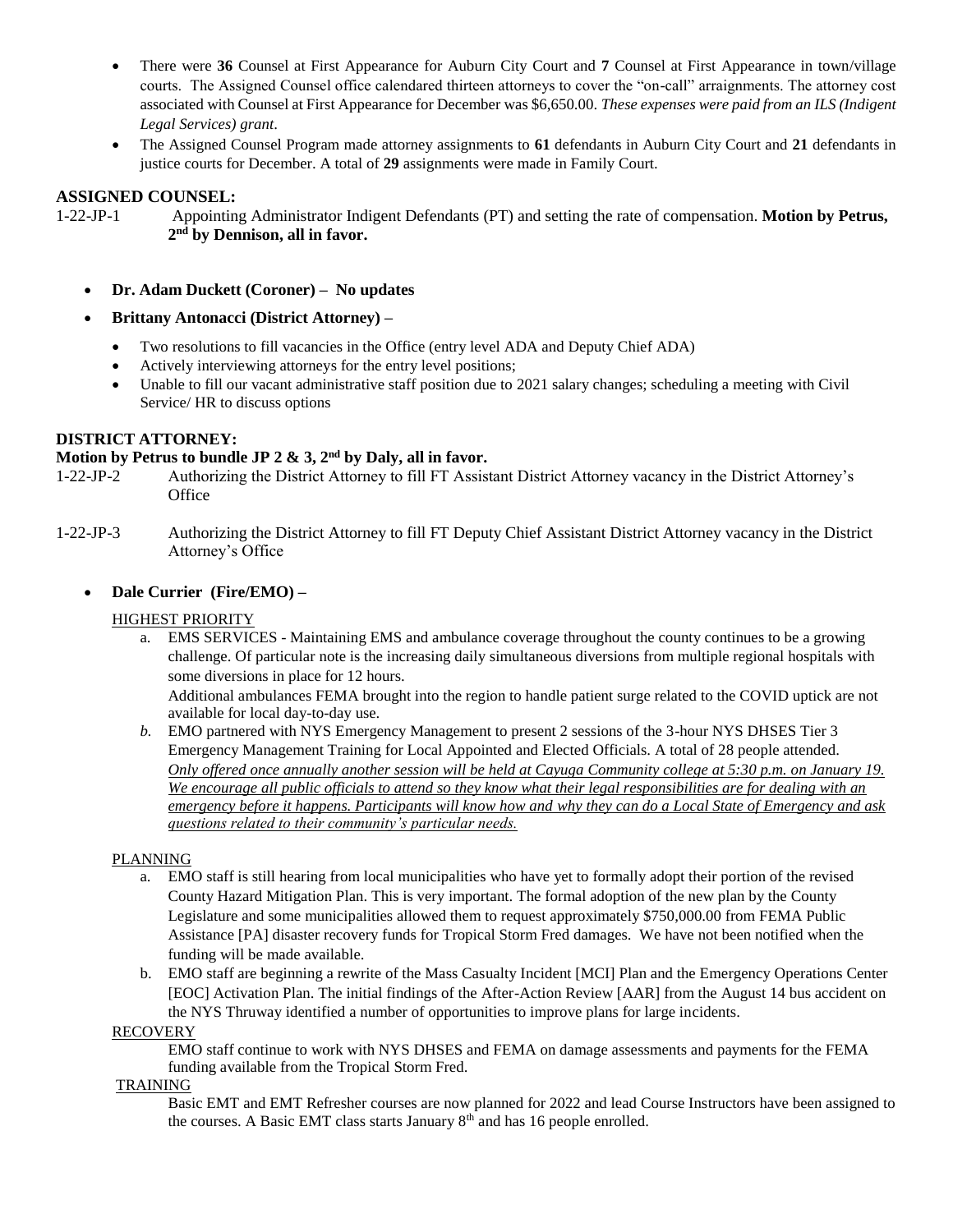- There were **36** Counsel at First Appearance for Auburn City Court and **7** Counsel at First Appearance in town/village courts. The Assigned Counsel office calendared thirteen attorneys to cover the "on-call" arraignments. The attorney cost associated with Counsel at First Appearance for December was $6,650.00. *These expenses were paid from an ILS (Indigent Legal Services) grant*.
- The Assigned Counsel Program made attorney assignments to **61** defendants in Auburn City Court and **21** defendants in justice courts for December. A total of **29** assignments were made in Family Court.

## ASSIGNED COUNSEL:

1-22-JP-1 Appointing Administrator Indigent Defendants (PT) and setting the rate of compensation. **Motion by Petrus, 2nd by Dennison, all in favor.**

- **Dr. Adam Duckett (Coroner) – No updates**
- **Brittany Antonacci (District Attorney) –**
  - Two resolutions to fill vacancies in the Office (entry level ADA and Deputy Chief ADA)
  - Actively interviewing attorneys for the entry level positions;
  - Unable to fill our vacant administrative staff position due to 2021 salary changes; scheduling a meeting with Civil Service/ HR to discuss options

## DISTRICT ATTORNEY:

**Motion by Petrus to bundle JP 2 & 3, 2nd by Daly, all in favor.**

1-22-JP-2 Authorizing the District Attorney to fill FT Assistant District Attorney vacancy in the District Attorney's Office

1-22-JP-3 Authorizing the District Attorney to fill FT Deputy Chief Assistant District Attorney vacancy in the District Attorney's Office

- **Dale Currier (Fire/EMO) –**

HIGHEST PRIORITY

a. EMS SERVICES - Maintaining EMS and ambulance coverage throughout the county continues to be a growing challenge. Of particular note is the increasing daily simultaneous diversions from multiple regional hospitals with some diversions in place for 12 hours.
Additional ambulances FEMA brought into the region to handle patient surge related to the COVID uptick are not available for local day-to-day use.

b. EMO partnered with NYS Emergency Management to present 2 sessions of the 3-hour NYS DHSES Tier 3 Emergency Management Training for Local Appointed and Elected Officials. A total of 28 people attended. *Only offered once annually another session will be held at Cayuga Community college at 5:30 p.m. on January 19. We encourage all public officials to attend so they know what their legal responsibilities are for dealing with an emergency before it happens. Participants will know how and why they can do a Local State of Emergency and ask questions related to their community's particular needs.*

PLANNING

a. EMO staff is still hearing from local municipalities who have yet to formally adopt their portion of the revised County Hazard Mitigation Plan. This is very important. The formal adoption of the new plan by the County Legislature and some municipalities allowed them to request approximately $750,000.00 from FEMA Public Assistance [PA] disaster recovery funds for Tropical Storm Fred damages. We have not been notified when the funding will be made available.

b. EMO staff are beginning a rewrite of the Mass Casualty Incident [MCI] Plan and the Emergency Operations Center [EOC] Activation Plan. The initial findings of the After-Action Review [AAR] from the August 14 bus accident on the NYS Thruway identified a number of opportunities to improve plans for large incidents.

RECOVERY

EMO staff continue to work with NYS DHSES and FEMA on damage assessments and payments for the FEMA funding available from the Tropical Storm Fred.

TRAINING

Basic EMT and EMT Refresher courses are now planned for 2022 and lead Course Instructors have been assigned to the courses. A Basic EMT class starts January 8th and has 16 people enrolled.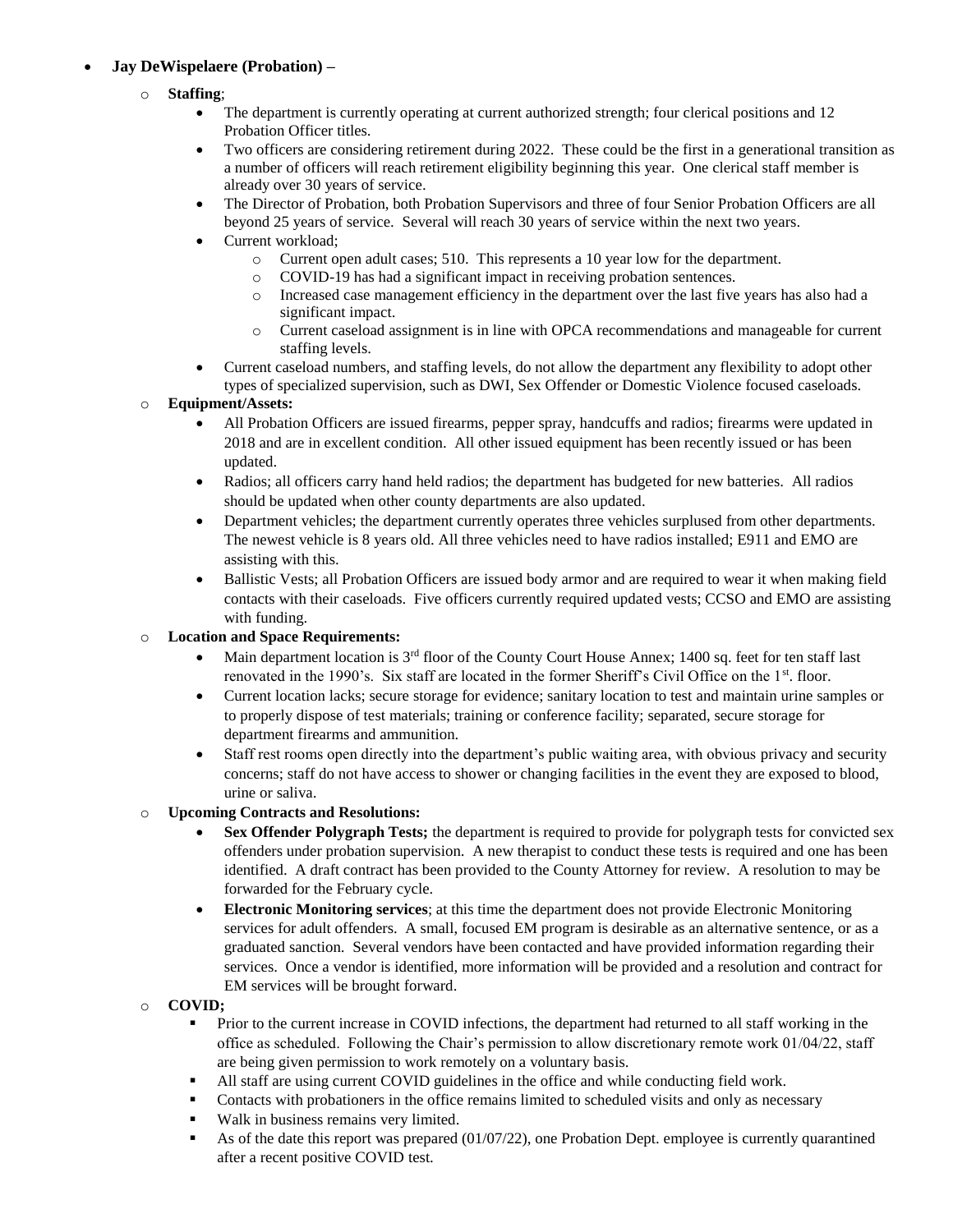- **Jay DeWispelaere (Probation) –**
  - **Staffing**;
    - The department is currently operating at current authorized strength; four clerical positions and 12 Probation Officer titles.
    - Two officers are considering retirement during 2022. These could be the first in a generational transition as a number of officers will reach retirement eligibility beginning this year. One clerical staff member is already over 30 years of service.
    - The Director of Probation, both Probation Supervisors and three of four Senior Probation Officers are all beyond 25 years of service. Several will reach 30 years of service within the next two years.
    - Current workload;
      - Current open adult cases; 510. This represents a 10 year low for the department.
      - COVID-19 has had a significant impact in receiving probation sentences.
      - Increased case management efficiency in the department over the last five years has also had a significant impact.
      - Current caseload assignment is in line with OPCA recommendations and manageable for current staffing levels.
    - Current caseload numbers, and staffing levels, do not allow the department any flexibility to adopt other types of specialized supervision, such as DWI, Sex Offender or Domestic Violence focused caseloads.
  - **Equipment/Assets:**
    - All Probation Officers are issued firearms, pepper spray, handcuffs and radios; firearms were updated in 2018 and are in excellent condition. All other issued equipment has been recently issued or has been updated.
    - Radios; all officers carry hand held radios; the department has budgeted for new batteries. All radios should be updated when other county departments are also updated.
    - Department vehicles; the department currently operates three vehicles surplused from other departments. The newest vehicle is 8 years old. All three vehicles need to have radios installed; E911 and EMO are assisting with this.
    - Ballistic Vests; all Probation Officers are issued body armor and are required to wear it when making field contacts with their caseloads. Five officers currently required updated vests; CCSO and EMO are assisting with funding.
  - **Location and Space Requirements:**
    - Main department location is 3rd floor of the County Court House Annex; 1400 sq. feet for ten staff last renovated in the 1990's. Six staff are located in the former Sheriff's Civil Office on the 1st. floor.
    - Current location lacks; secure storage for evidence; sanitary location to test and maintain urine samples or to properly dispose of test materials; training or conference facility; separated, secure storage for department firearms and ammunition.
    - Staff rest rooms open directly into the department's public waiting area, with obvious privacy and security concerns; staff do not have access to shower or changing facilities in the event they are exposed to blood, urine or saliva.
  - **Upcoming Contracts and Resolutions:**
    - **Sex Offender Polygraph Tests;** the department is required to provide for polygraph tests for convicted sex offenders under probation supervision. A new therapist to conduct these tests is required and one has been identified. A draft contract has been provided to the County Attorney for review. A resolution to may be forwarded for the February cycle.
    - **Electronic Monitoring services**; at this time the department does not provide Electronic Monitoring services for adult offenders. A small, focused EM program is desirable as an alternative sentence, or as a graduated sanction. Several vendors have been contacted and have provided information regarding their services. Once a vendor is identified, more information will be provided and a resolution and contract for EM services will be brought forward.
  - **COVID;**
    - Prior to the current increase in COVID infections, the department had returned to all staff working in the office as scheduled. Following the Chair's permission to allow discretionary remote work 01/04/22, staff are being given permission to work remotely on a voluntary basis.
    - All staff are using current COVID guidelines in the office and while conducting field work.
    - Contacts with probationers in the office remains limited to scheduled visits and only as necessary
    - Walk in business remains very limited.
    - As of the date this report was prepared (01/07/22), one Probation Dept. employee is currently quarantined after a recent positive COVID test.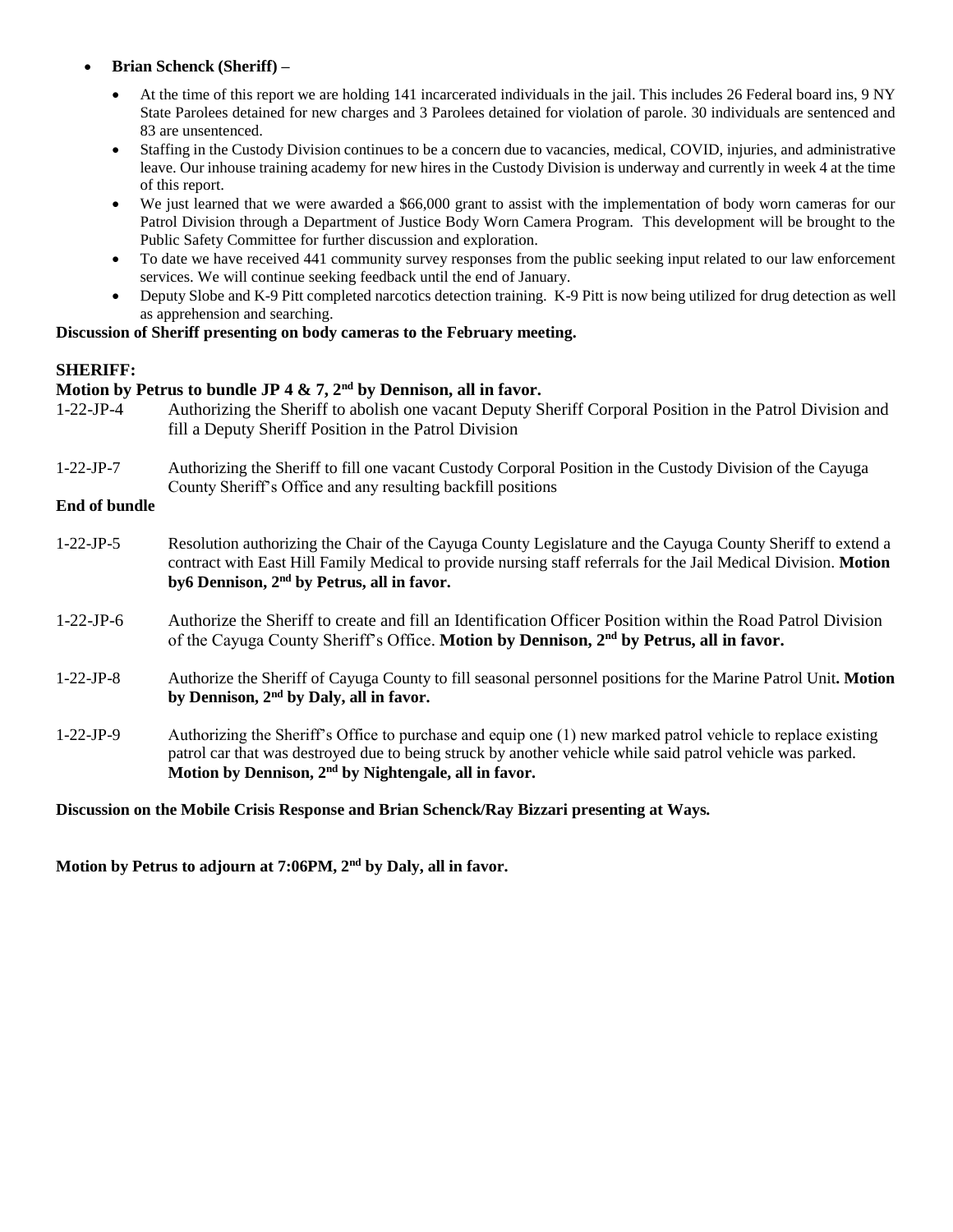- **Brian Schenck (Sheriff) –**
    - At the time of this report we are holding 141 incarcerated individuals in the jail. This includes 26 Federal board ins, 9 NY State Parolees detained for new charges and 3 Parolees detained for violation of parole. 30 individuals are sentenced and 83 are unsentenced.
    - Staffing in the Custody Division continues to be a concern due to vacancies, medical, COVID, injuries, and administrative leave. Our inhouse training academy for new hires in the Custody Division is underway and currently in week 4 at the time of this report.
    - We just learned that we were awarded a $66,000 grant to assist with the implementation of body worn cameras for our Patrol Division through a Department of Justice Body Worn Camera Program. This development will be brought to the Public Safety Committee for further discussion and exploration.
    - To date we have received 441 community survey responses from the public seeking input related to our law enforcement services. We will continue seeking feedback until the end of January.
    - Deputy Slobe and K-9 Pitt completed narcotics detection training. K-9 Pitt is now being utilized for drug detection as well as apprehension and searching.

**Discussion of Sheriff presenting on body cameras to the February meeting.**

**SHERIFF:**

**Motion by Petrus to bundle JP 4 & 7, 2nd by Dennison, all in favor.**

1-22-JP-4 Authorizing the Sheriff to abolish one vacant Deputy Sheriff Corporal Position in the Patrol Division and fill a Deputy Sheriff Position in the Patrol Division

1-22-JP-7 Authorizing the Sheriff to fill one vacant Custody Corporal Position in the Custody Division of the Cayuga County Sheriff's Office and any resulting backfill positions

**End of bundle**

1-22-JP-5 Resolution authorizing the Chair of the Cayuga County Legislature and the Cayuga County Sheriff to extend a contract with East Hill Family Medical to provide nursing staff referrals for the Jail Medical Division. **Motion by6 Dennison, 2nd by Petrus, all in favor.**

1-22-JP-6 Authorize the Sheriff to create and fill an Identification Officer Position within the Road Patrol Division of the Cayuga County Sheriff's Office. **Motion by Dennison, 2nd by Petrus, all in favor.**

1-22-JP-8 Authorize the Sheriff of Cayuga County to fill seasonal personnel positions for the Marine Patrol Unit**. Motion by Dennison, 2nd by Daly, all in favor.**

1-22-JP-9 Authorizing the Sheriff's Office to purchase and equip one (1) new marked patrol vehicle to replace existing patrol car that was destroyed due to being struck by another vehicle while said patrol vehicle was parked. **Motion by Dennison, 2nd by Nightengale, all in favor.**

**Discussion on the Mobile Crisis Response and Brian Schenck/Ray Bizzari presenting at Ways.**

**Motion by Petrus to adjourn at 7:06PM, 2nd by Daly, all in favor.**